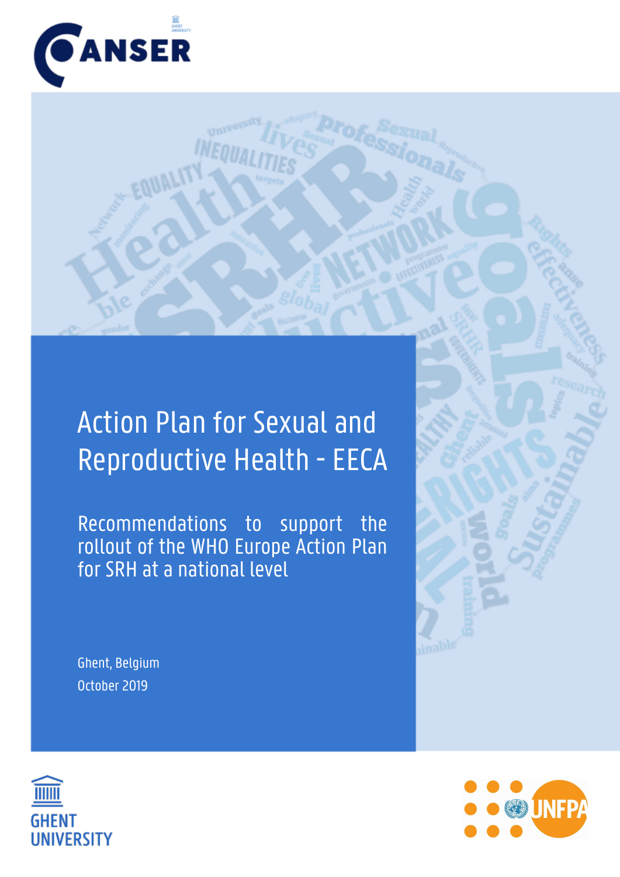# Action Plan for Sexual and Reproductive Health - EECA

## Recommendations to support the rollout of the WHO Europe Action Plan for SRH at a national level

Ghent, Belgium

October 2019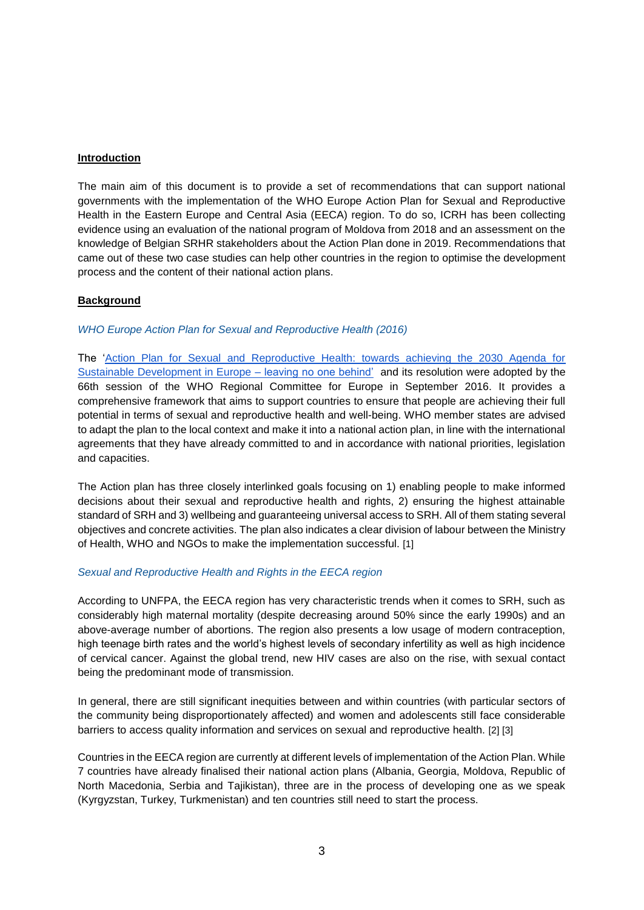**Introduction**

The main aim of this document is to provide a set of recommendations that can support national governments with the implementation of the WHO Europe Action Plan for Sexual and Reproductive Health in the Eastern Europe and Central Asia (EECA) region. To do so, ICRH has been collecting evidence using an evaluation of the national program of Moldova from 2018 and an assessment on the knowledge of Belgian SRHR stakeholders about the Action Plan done in 2019. Recommendations that came out of these two case studies can help other countries in the region to optimise the development process and the content of their national action plans.

**Background**

*WHO Europe Action Plan for Sexual and Reproductive Health (2016)*

The 'Action Plan for Sexual and Reproductive Health: towards achieving the 2030 Agenda for Sustainable Development in Europe – leaving no one behind' and its resolution were adopted by the 66th session of the WHO Regional Committee for Europe in September 2016. It provides a comprehensive framework that aims to support countries to ensure that people are achieving their full potential in terms of sexual and reproductive health and well-being. WHO member states are advised to adapt the plan to the local context and make it into a national action plan, in line with the international agreements that they have already committed to and in accordance with national priorities, legislation and capacities.

The Action plan has three closely interlinked goals focusing on 1) enabling people to make informed decisions about their sexual and reproductive health and rights, 2) ensuring the highest attainable standard of SRH and 3) wellbeing and guaranteeing universal access to SRH. All of them stating several objectives and concrete activities. The plan also indicates a clear division of labour between the Ministry of Health, WHO and NGOs to make the implementation successful. [1]

*Sexual and Reproductive Health and Rights in the EECA region*

According to UNFPA, the EECA region has very characteristic trends when it comes to SRH, such as considerably high maternal mortality (despite decreasing around 50% since the early 1990s) and an above-average number of abortions. The region also presents a low usage of modern contraception, high teenage birth rates and the world's highest levels of secondary infertility as well as high incidence of cervical cancer. Against the global trend, new HIV cases are also on the rise, with sexual contact being the predominant mode of transmission.

In general, there are still significant inequities between and within countries (with particular sectors of the community being disproportionately affected) and women and adolescents still face considerable barriers to access quality information and services on sexual and reproductive health. [2] [3]

Countries in the EECA region are currently at different levels of implementation of the Action Plan. While 7 countries have already finalised their national action plans (Albania, Georgia, Moldova, Republic of North Macedonia, Serbia and Tajikistan), three are in the process of developing one as we speak (Kyrgyzstan, Turkey, Turkmenistan) and ten countries still need to start the process.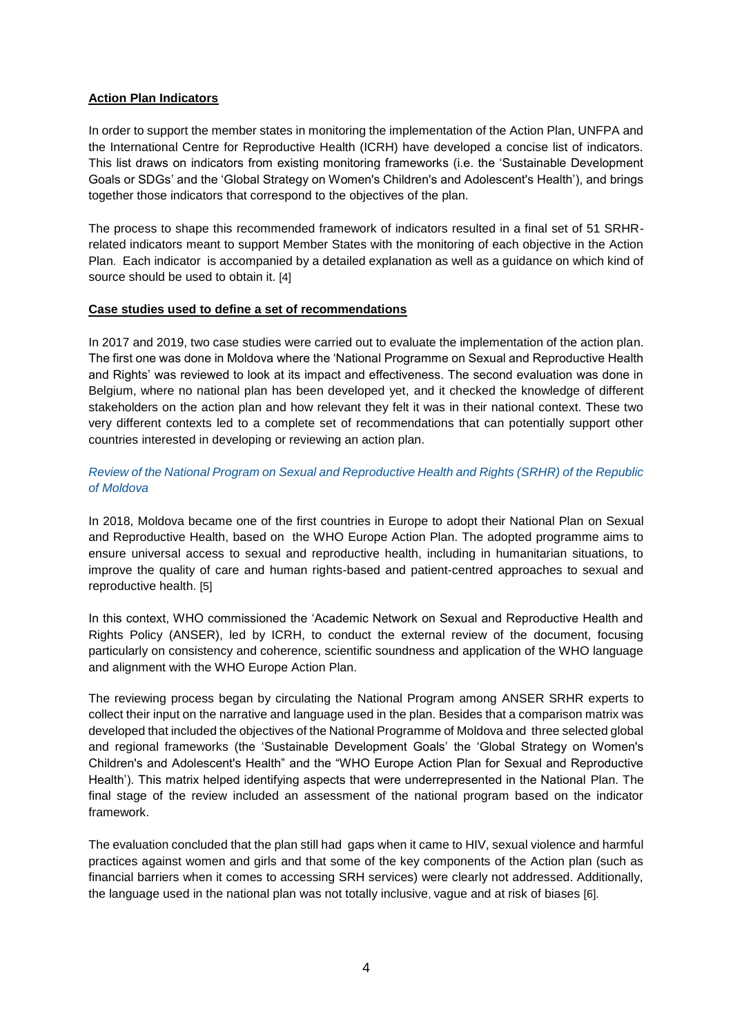**Action Plan Indicators**

In order to support the member states in monitoring the implementation of the Action Plan, UNFPA and the International Centre for Reproductive Health (ICRH) have developed a concise list of indicators. This list draws on indicators from existing monitoring frameworks (i.e. the 'Sustainable Development Goals or SDGs' and the 'Global Strategy on Women's Children's and Adolescent's Health'), and brings together those indicators that correspond to the objectives of the plan.

The process to shape this recommended framework of indicators resulted in a final set of 51 SRHR-related indicators meant to support Member States with the monitoring of each objective in the Action Plan. Each indicator is accompanied by a detailed explanation as well as a guidance on which kind of source should be used to obtain it. [4]

**Case studies used to define a set of recommendations**

In 2017 and 2019, two case studies were carried out to evaluate the implementation of the action plan. The first one was done in Moldova where the 'National Programme on Sexual and Reproductive Health and Rights' was reviewed to look at its impact and effectiveness. The second evaluation was done in Belgium, where no national plan has been developed yet, and it checked the knowledge of different stakeholders on the action plan and how relevant they felt it was in their national context. These two very different contexts led to a complete set of recommendations that can potentially support other countries interested in developing or reviewing an action plan.

*Review of the National Program on Sexual and Reproductive Health and Rights (SRHR) of the Republic of Moldova*

In 2018, Moldova became one of the first countries in Europe to adopt their National Plan on Sexual and Reproductive Health, based on the WHO Europe Action Plan. The adopted programme aims to ensure universal access to sexual and reproductive health, including in humanitarian situations, to improve the quality of care and human rights-based and patient-centred approaches to sexual and reproductive health. [5]

In this context, WHO commissioned the 'Academic Network on Sexual and Reproductive Health and Rights Policy (ANSER), led by ICRH, to conduct the external review of the document, focusing particularly on consistency and coherence, scientific soundness and application of the WHO language and alignment with the WHO Europe Action Plan.

The reviewing process began by circulating the National Program among ANSER SRHR experts to collect their input on the narrative and language used in the plan. Besides that a comparison matrix was developed that included the objectives of the National Programme of Moldova and three selected global and regional frameworks (the 'Sustainable Development Goals' the 'Global Strategy on Women's Children's and Adolescent's Health" and the "WHO Europe Action Plan for Sexual and Reproductive Health'). This matrix helped identifying aspects that were underrepresented in the National Plan. The final stage of the review included an assessment of the national program based on the indicator framework.

The evaluation concluded that the plan still had gaps when it came to HIV, sexual violence and harmful practices against women and girls and that some of the key components of the Action plan (such as financial barriers when it comes to accessing SRH services) were clearly not addressed. Additionally, the language used in the national plan was not totally inclusive, vague and at risk of biases [6].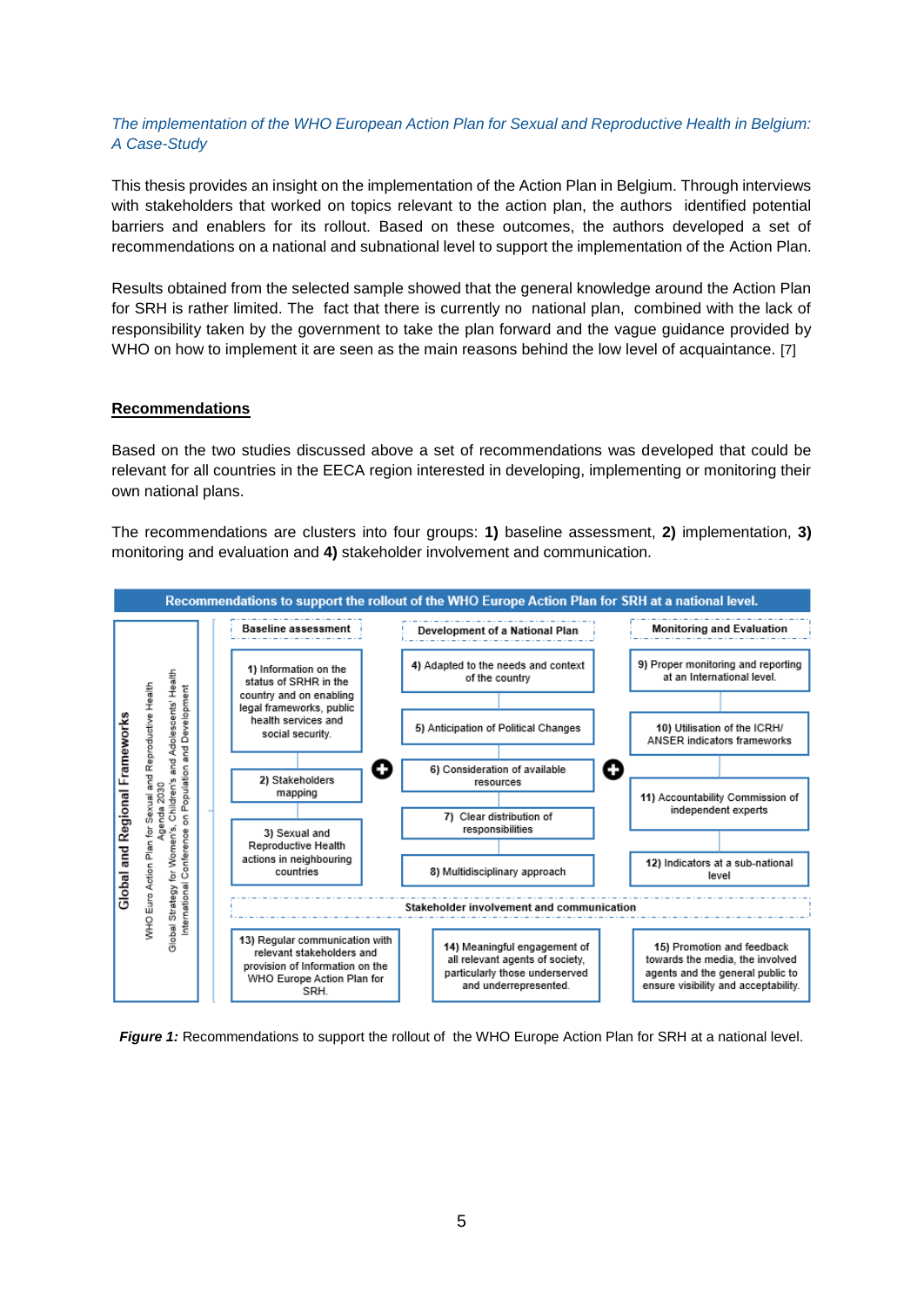*The implementation of the WHO European Action Plan for Sexual and Reproductive Health in Belgium: A Case-Study*

This thesis provides an insight on the implementation of the Action Plan in Belgium. Through interviews with stakeholders that worked on topics relevant to the action plan, the authors identified potential barriers and enablers for its rollout. Based on these outcomes, the authors developed a set of recommendations on a national and subnational level to support the implementation of the Action Plan.

Results obtained from the selected sample showed that the general knowledge around the Action Plan for SRH is rather limited. The fact that there is currently no national plan, combined with the lack of responsibility taken by the government to take the plan forward and the vague guidance provided by WHO on how to implement it are seen as the main reasons behind the low level of acquaintance. [7]

## Recommendations

Based on the two studies discussed above a set of recommendations was developed that could be relevant for all countries in the EECA region interested in developing, implementing or monitoring their own national plans.

The recommendations are clusters into four groups: **1)** baseline assessment, **2)** implementation, **3)** monitoring and evaluation and **4)** stakeholder involvement and communication.

**Recommendations to support the rollout of the WHO Europe Action Plan for SRH at a national level.**

Global and Regional Frameworks: WHO Euro Action Plan for Sexual and Reproductive Health; Agenda 2030; Global Strategy for Women's, Children's and Adolescents' Health; International Conference on Population and Development

| Baseline assessment | Development of a National Plan | Monitoring and Evaluation |
|---|---|---|
| 1) Information on the status of SRHR in the country and on enabling legal frameworks, public health services and social security. | 4) Adapted to the needs and context of the country | 9) Proper monitoring and reporting at an International level. |
| 2) Stakeholders mapping | 5) Anticipation of Political Changes | 10) Utilisation of the ICRH/ ANSER indicators frameworks |
| 3) Sexual and Reproductive Health actions in neighbouring countries | 6) Consideration of available resources | 11) Accountability Commission of independent experts |
| | 7) Clear distribution of responsibilities | 12) Indicators at a sub-national level |
| | 8) Multidisciplinary approach | |

**Stakeholder involvement and communication**

- 13) Regular communication with relevant stakeholders and provision of Information on the WHO Europe Action Plan for SRH.
- 14) Meaningful engagement of all relevant agents of society, particularly those underserved and underrepresented.
- 15) Promotion and feedback towards the media, the involved agents and the general public to ensure visibility and acceptability.

***Figure 1:*** Recommendations to support the rollout of the WHO Europe Action Plan for SRH at a national level.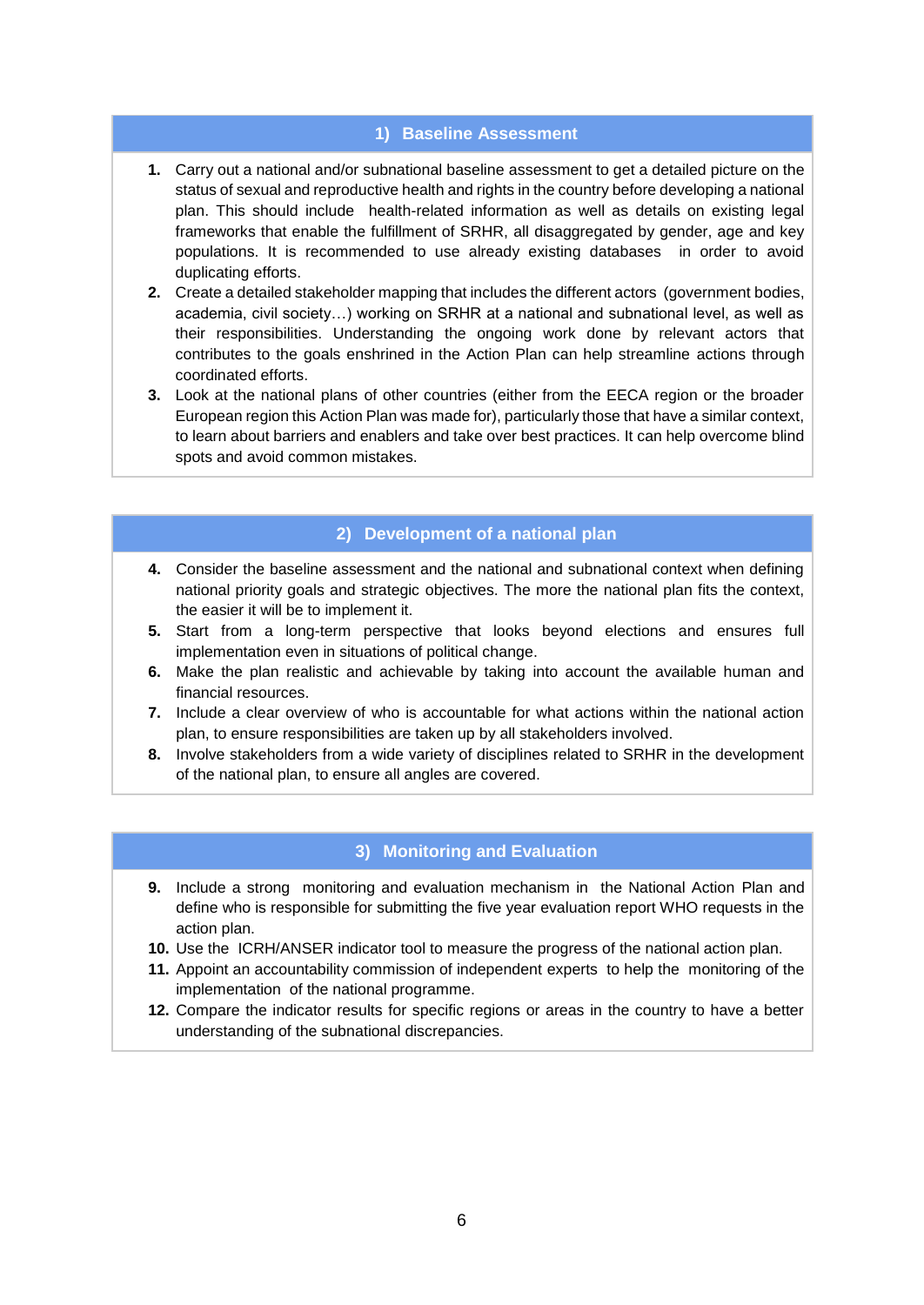### 1) Baseline Assessment

1. Carry out a national and/or subnational baseline assessment to get a detailed picture on the status of sexual and reproductive health and rights in the country before developing a national plan. This should include health-related information as well as details on existing legal frameworks that enable the fulfillment of SRHR, all disaggregated by gender, age and key populations. It is recommended to use already existing databases in order to avoid duplicating efforts.
2. Create a detailed stakeholder mapping that includes the different actors (government bodies, academia, civil society…) working on SRHR at a national and subnational level, as well as their responsibilities. Understanding the ongoing work done by relevant actors that contributes to the goals enshrined in the Action Plan can help streamline actions through coordinated efforts.
3. Look at the national plans of other countries (either from the EECA region or the broader European region this Action Plan was made for), particularly those that have a similar context, to learn about barriers and enablers and take over best practices. It can help overcome blind spots and avoid common mistakes.

### 2) Development of a national plan

4. Consider the baseline assessment and the national and subnational context when defining national priority goals and strategic objectives. The more the national plan fits the context, the easier it will be to implement it.
5. Start from a long-term perspective that looks beyond elections and ensures full implementation even in situations of political change.
6. Make the plan realistic and achievable by taking into account the available human and financial resources.
7. Include a clear overview of who is accountable for what actions within the national action plan, to ensure responsibilities are taken up by all stakeholders involved.
8. Involve stakeholders from a wide variety of disciplines related to SRHR in the development of the national plan, to ensure all angles are covered.

### 3) Monitoring and Evaluation

9. Include a strong monitoring and evaluation mechanism in the National Action Plan and define who is responsible for submitting the five year evaluation report WHO requests in the action plan.
10. Use the ICRH/ANSER indicator tool to measure the progress of the national action plan.
11. Appoint an accountability commission of independent experts to help the monitoring of the implementation of the national programme.
12. Compare the indicator results for specific regions or areas in the country to have a better understanding of the subnational discrepancies.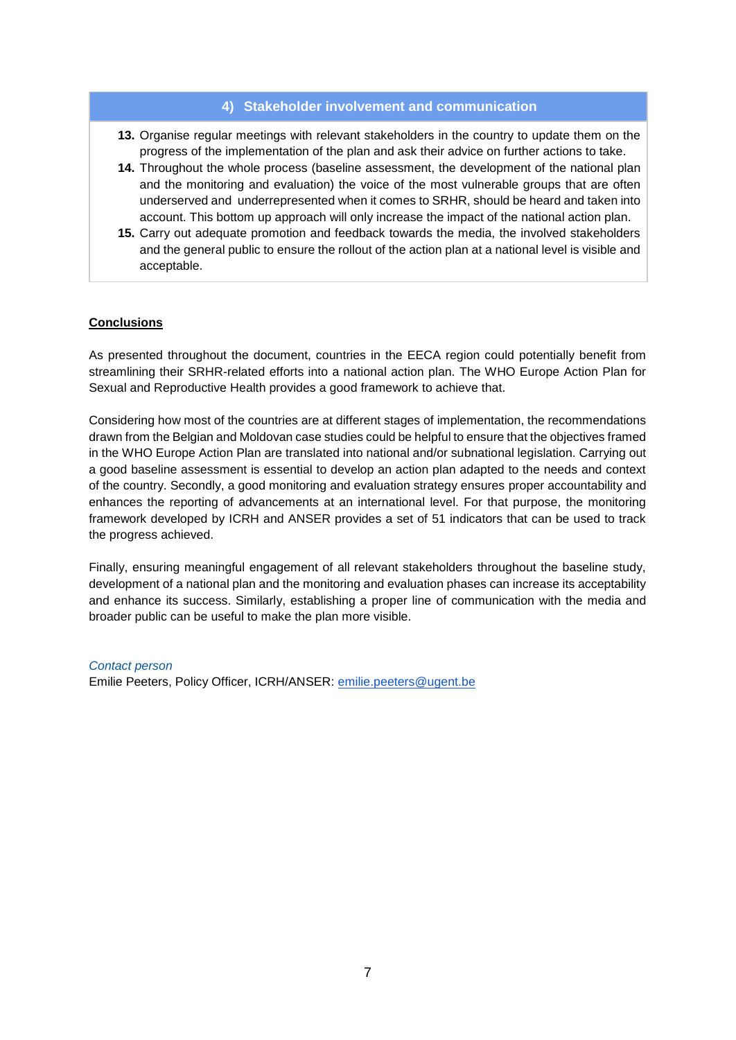### 4) Stakeholder involvement and communication

13. Organise regular meetings with relevant stakeholders in the country to update them on the progress of the implementation of the plan and ask their advice on further actions to take.
14. Throughout the whole process (baseline assessment, the development of the national plan and the monitoring and evaluation) the voice of the most vulnerable groups that are often underserved and underrepresented when it comes to SRHR, should be heard and taken into account. This bottom up approach will only increase the impact of the national action plan.
15. Carry out adequate promotion and feedback towards the media, the involved stakeholders and the general public to ensure the rollout of the action plan at a national level is visible and acceptable.

## Conclusions

As presented throughout the document, countries in the EECA region could potentially benefit from streamlining their SRHR-related efforts into a national action plan. The WHO Europe Action Plan for Sexual and Reproductive Health provides a good framework to achieve that.

Considering how most of the countries are at different stages of implementation, the recommendations drawn from the Belgian and Moldovan case studies could be helpful to ensure that the objectives framed in the WHO Europe Action Plan are translated into national and/or subnational legislation. Carrying out a good baseline assessment is essential to develop an action plan adapted to the needs and context of the country. Secondly, a good monitoring and evaluation strategy ensures proper accountability and enhances the reporting of advancements at an international level. For that purpose, the monitoring framework developed by ICRH and ANSER provides a set of 51 indicators that can be used to track the progress achieved.

Finally, ensuring meaningful engagement of all relevant stakeholders throughout the baseline study, development of a national plan and the monitoring and evaluation phases can increase its acceptability and enhance its success. Similarly, establishing a proper line of communication with the media and broader public can be useful to make the plan more visible.

*Contact person*
Emilie Peeters, Policy Officer, ICRH/ANSER: emilie.peeters@ugent.be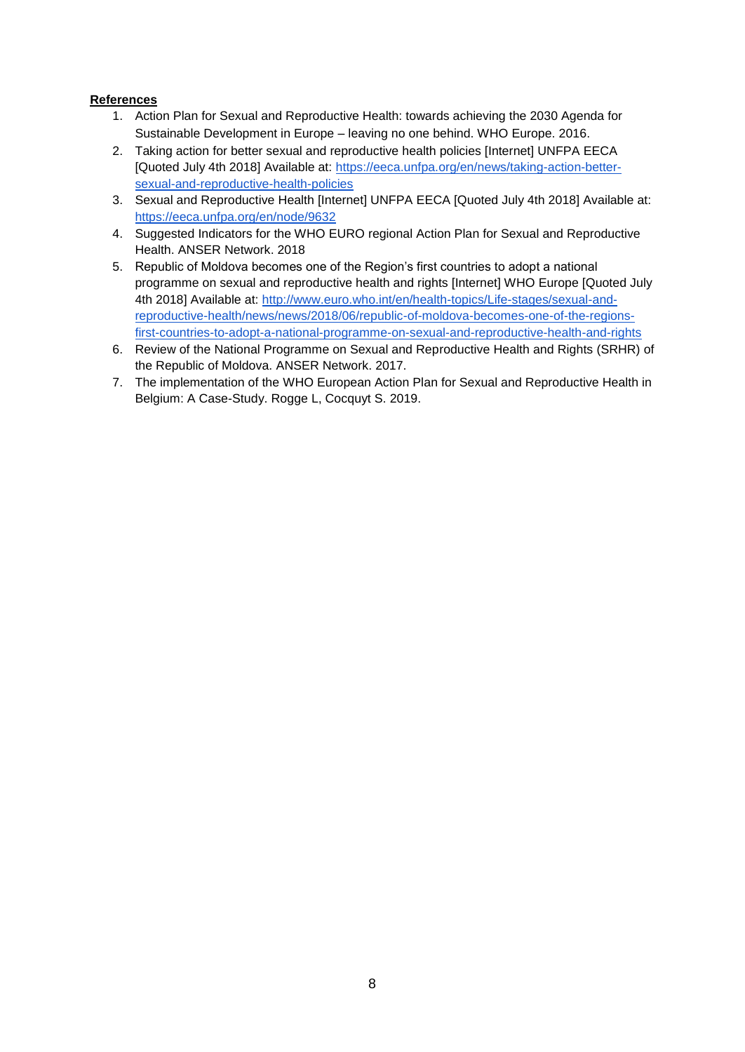**References**

1. Action Plan for Sexual and Reproductive Health: towards achieving the 2030 Agenda for Sustainable Development in Europe – leaving no one behind. WHO Europe. 2016.
2. Taking action for better sexual and reproductive health policies [Internet] UNFPA EECA [Quoted July 4th 2018] Available at: https://eeca.unfpa.org/en/news/taking-action-better-sexual-and-reproductive-health-policies
3. Sexual and Reproductive Health [Internet] UNFPA EECA [Quoted July 4th 2018] Available at: https://eeca.unfpa.org/en/node/9632
4. Suggested Indicators for the WHO EURO regional Action Plan for Sexual and Reproductive Health. ANSER Network. 2018
5. Republic of Moldova becomes one of the Region's first countries to adopt a national programme on sexual and reproductive health and rights [Internet] WHO Europe [Quoted July 4th 2018] Available at: http://www.euro.who.int/en/health-topics/Life-stages/sexual-and-reproductive-health/news/news/2018/06/republic-of-moldova-becomes-one-of-the-regions-first-countries-to-adopt-a-national-programme-on-sexual-and-reproductive-health-and-rights
6. Review of the National Programme on Sexual and Reproductive Health and Rights (SRHR) of the Republic of Moldova. ANSER Network. 2017.
7. The implementation of the WHO European Action Plan for Sexual and Reproductive Health in Belgium: A Case-Study. Rogge L, Cocquyt S. 2019.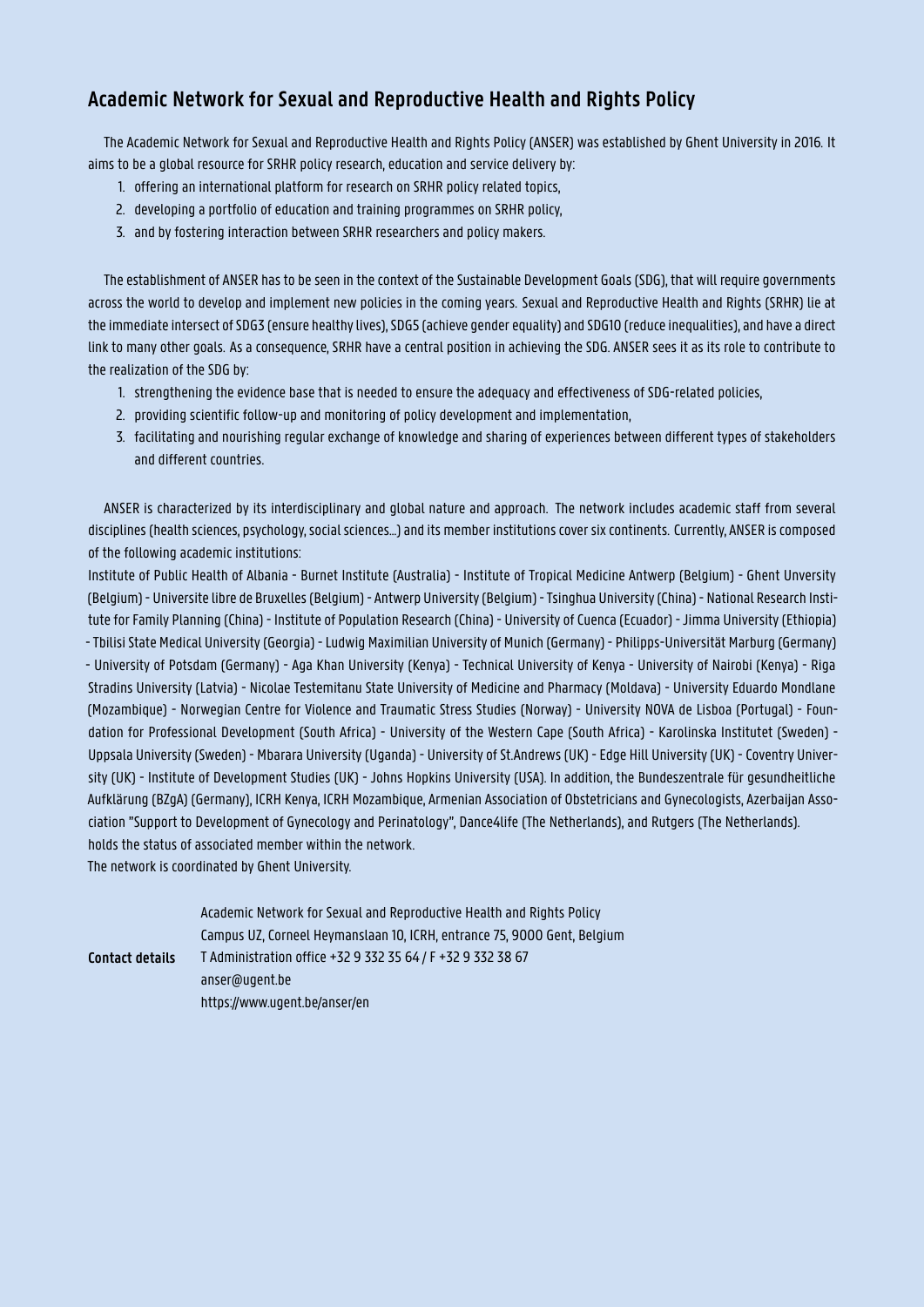## Academic Network for Sexual and Reproductive Health and Rights Policy

The Academic Network for Sexual and Reproductive Health and Rights Policy (ANSER) was established by Ghent University in 2016. It aims to be a global resource for SRHR policy research, education and service delivery by:

1. offering an international platform for research on SRHR policy related topics,
2. developing a portfolio of education and training programmes on SRHR policy,
3. and by fostering interaction between SRHR researchers and policy makers.

The establishment of ANSER has to be seen in the context of the Sustainable Development Goals (SDG), that will require governments across the world to develop and implement new policies in the coming years. Sexual and Reproductive Health and Rights (SRHR) lie at the immediate intersect of SDG3 (ensure healthy lives), SDG5 (achieve gender equality) and SDG10 (reduce inequalities), and have a direct link to many other goals. As a consequence, SRHR have a central position in achieving the SDG. ANSER sees it as its role to contribute to the realization of the SDG by:

1. strengthening the evidence base that is needed to ensure the adequacy and effectiveness of SDG-related policies,
2. providing scientific follow-up and monitoring of policy development and implementation,
3. facilitating and nourishing regular exchange of knowledge and sharing of experiences between different types of stakeholders and different countries.

ANSER is characterized by its interdisciplinary and global nature and approach. The network includes academic staff from several disciplines (health sciences, psychology, social sciences...) and its member institutions cover six continents. Currently, ANSER is composed of the following academic institutions:
Institute of Public Health of Albania - Burnet Institute (Australia) - Institute of Tropical Medicine Antwerp (Belgium) - Ghent Unversity (Belgium) - Universite libre de Bruxelles (Belgium) - Antwerp University (Belgium) - Tsinghua University (China) - National Research Institute for Family Planning (China) - Institute of Population Research (China) - University of Cuenca (Ecuador) - Jimma University (Ethiopia) - Tbilisi State Medical University (Georgia) - Ludwig Maximilian University of Munich (Germany) - Philipps-Universität Marburg (Germany) - University of Potsdam (Germany) - Aga Khan University (Kenya) - Technical University of Kenya - University of Nairobi (Kenya) - Riga Stradins University (Latvia) - Nicolae Testemitanu State University of Medicine and Pharmacy (Moldava) - University Eduardo Mondlane (Mozambique) - Norwegian Centre for Violence and Traumatic Stress Studies (Norway) - University NOVA de Lisboa (Portugal) - Foundation for Professional Development (South Africa) - University of the Western Cape (South Africa) - Karolinska Institutet (Sweden) - Uppsala University (Sweden) - Mbarara University (Uganda) - University of St.Andrews (UK) - Edge Hill University (UK) - Coventry University (UK) - Institute of Development Studies (UK) - Johns Hopkins University (USA). In addition, the Bundeszentrale für gesundheitliche Aufklärung (BZgA) (Germany), ICRH Kenya, ICRH Mozambique, Armenian Association of Obstetricians and Gynecologists, Azerbaijan Association "Support to Development of Gynecology and Perinatology", Dance4life (The Netherlands), and Rutgers (The Netherlands).
holds the status of associated member within the network.
The network is coordinated by Ghent University.

**Contact details**

Academic Network for Sexual and Reproductive Health and Rights Policy
Campus UZ, Corneel Heymanslaan 10, ICRH, entrance 75, 9000 Gent, Belgium
T Administration office +32 9 332 35 64 / F +32 9 332 38 67
anser@ugent.be
https://www.ugent.be/anser/en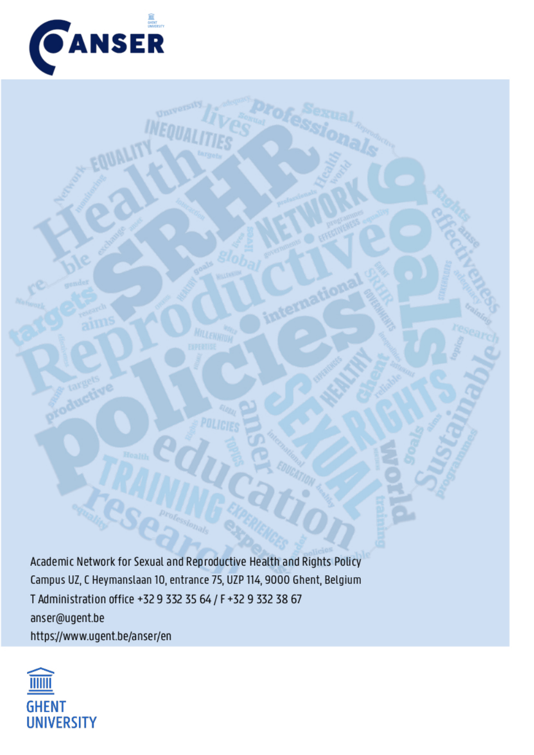Academic Network for Sexual and Reproductive Health and Rights Policy
Campus UZ, C Heymanslaan 10, entrance 75, UZP 114, 9000 Ghent, Belgium
T Administration office +32 9 332 35 64 / F +32 9 332 38 67
anser@ugent.be
https://www.ugent.be/anser/en